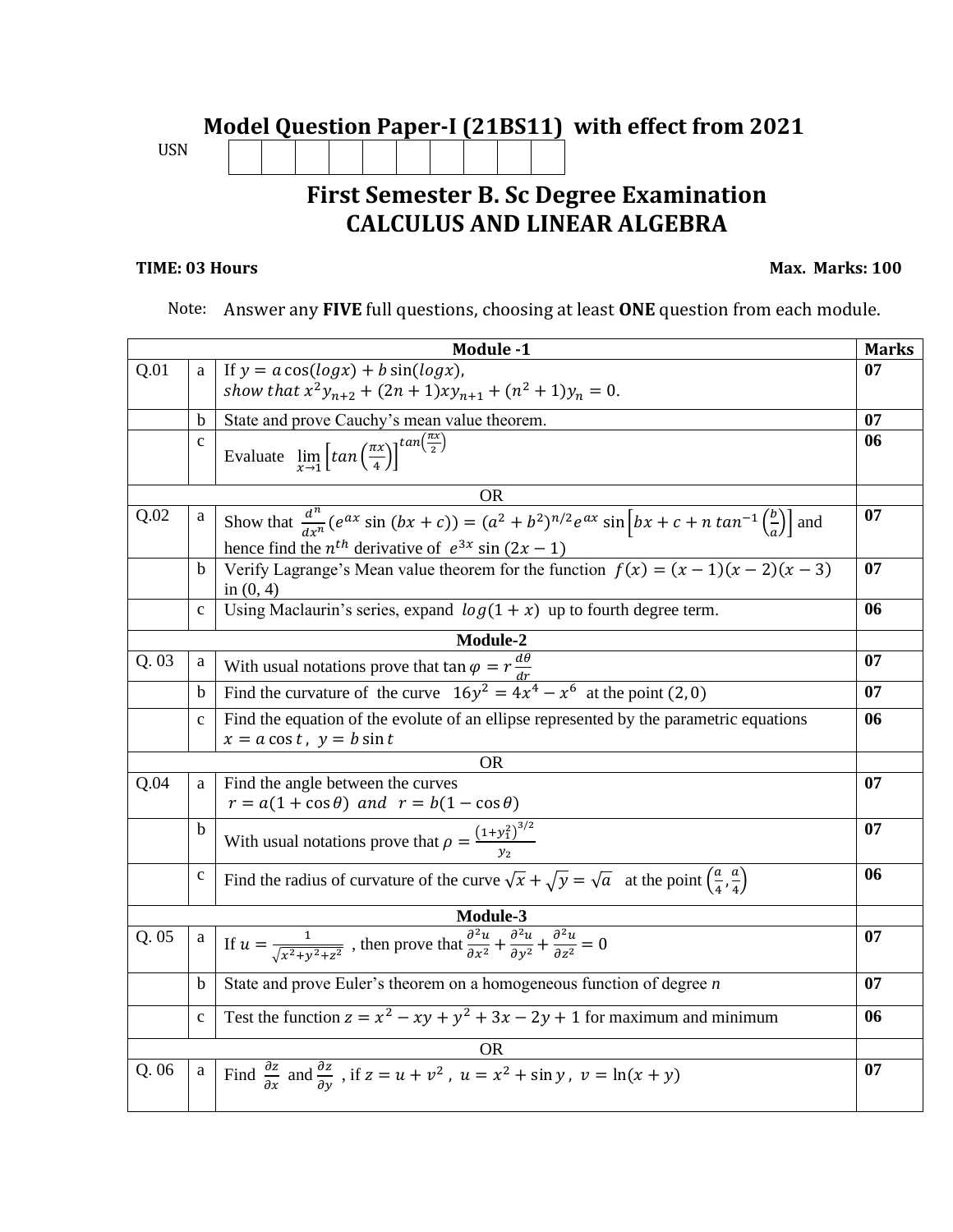# Model Question Paper-I (21BS11) with effect from 2021

USN | | | | | | | | | | |

## First Semester B. Sc Degree Examination
## CALCULUS AND LINEAR ALGEBRA

**TIME: 03 Hours** **Max. Marks: 100**

Note: Answer any **FIVE** full questions, choosing at least **ONE** question from each module.

| | | **Module -1** | **Marks** |
|---|---|---|---|
| Q.01 | a | If $y = a\cos(logx) + b\sin(logx)$, <br> $show\ that\ x^2y_{n+2} + (2n+1)xy_{n+1} + (n^2+1)y_n = 0.$ | **07** |
| | b | State and prove Cauchy's mean value theorem. | **07** |
| | c | Evaluate $\lim_{x\to 1}\left[tan\left(\frac{\pi x}{4}\right)\right]^{tan\left(\frac{\pi x}{2}\right)}$ | **06** |
| | | OR | |
| Q.02 | a | Show that $\frac{d^n}{dx^n}(e^{ax}\sin(bx+c)) = (a^2+b^2)^{n/2}e^{ax}\sin\left[bx+c+n\,tan^{-1}\left(\frac{b}{a}\right)\right]$ and hence find the $n^{th}$ derivative of $e^{3x}\sin(2x-1)$ | **07** |
| | b | Verify Lagrange's Mean value theorem for the function $f(x) = (x-1)(x-2)(x-3)$ in (0, 4) | **07** |
| | c | Using Maclaurin's series, expand $log(1+x)$ up to fourth degree term. | **06** |
| | | **Module-2** | |
| Q. 03 | a | With usual notations prove that $\tan\varphi = r\frac{d\theta}{dr}$ | **07** |
| | b | Find the curvature of the curve $16y^2 = 4x^4 - x^6$ at the point $(2, 0)$ | **07** |
| | c | Find the equation of the evolute of an ellipse represented by the parametric equations $x = a\cos t,\ y = b\sin t$ | **06** |
| | | OR | |
| Q.04 | a | Find the angle between the curves <br> $r = a(1+\cos\theta)\ and\ \ r = b(1-\cos\theta)$ | **07** |
| | b | With usual notations prove that $\rho = \frac{\left(1+y_1^2\right)^{3/2}}{y_2}$ | **07** |
| | c | Find the radius of curvature of the curve $\sqrt{x} + \sqrt{y} = \sqrt{a}$ at the point $\left(\frac{a}{4}, \frac{a}{4}\right)$ | **06** |
| | | **Module-3** | |
| Q. 05 | a | If $u = \frac{1}{\sqrt{x^2+y^2+z^2}}$, then prove that $\frac{\partial^2 u}{\partial x^2} + \frac{\partial^2 u}{\partial y^2} + \frac{\partial^2 u}{\partial z^2} = 0$ | **07** |
| | b | State and prove Euler's theorem on a homogeneous function of degree *n* | **07** |
| | c | Test the function $z = x^2 - xy + y^2 + 3x - 2y + 1$ for maximum and minimum | **06** |
| | | OR | |
| Q. 06 | a | Find $\frac{\partial z}{\partial x}$ and $\frac{\partial z}{\partial y}$, if $z = u + v^2,\ u = x^2 + \sin y,\ v = \ln(x+y)$ | **07** |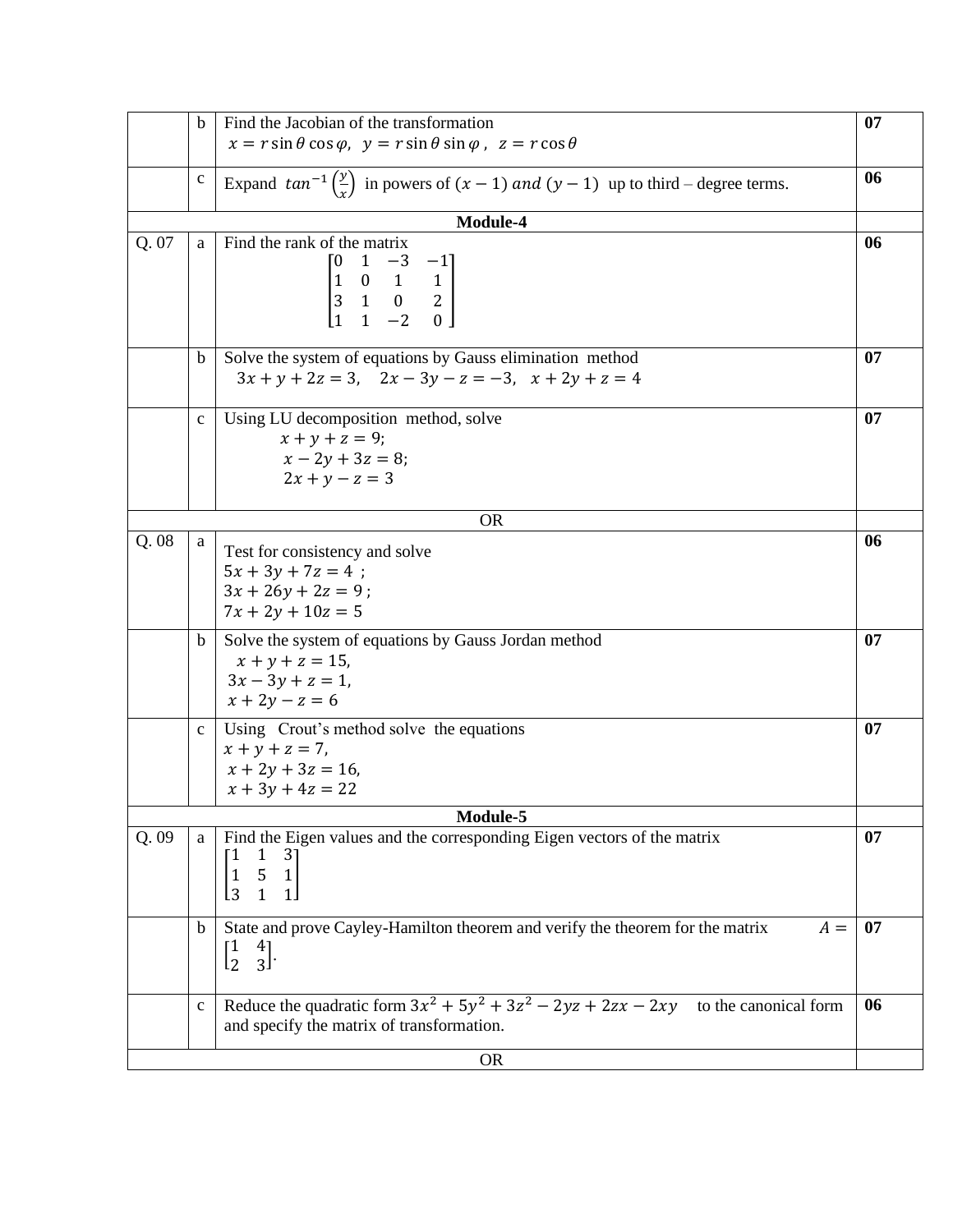| | | | |
|---|---|---|---|
| | b | Find the Jacobian of the transformation $x = r\sin\theta\cos\varphi,\ \ y = r\sin\theta\sin\varphi\ ,\ \ z = r\cos\theta$ | 07 |
| | c | Expand $tan^{-1}\left(\frac{y}{x}\right)$ in powers of $(x-1)\ and\ (y-1)$ up to third – degree terms. | 06 |
| **Module-4** | | | |
| Q. 07 | a | Find the rank of the matrix $\begin{bmatrix} 0 & 1 & -3 & -1 \\ 1 & 0 & 1 & 1 \\ 3 & 1 & 0 & 2 \\ 1 & 1 & -2 & 0 \end{bmatrix}$ | 06 |
| | b | Solve the system of equations by Gauss elimination method $3x + y + 2z = 3,\quad 2x - 3y - z = -3,\quad x + 2y + z = 4$ | 07 |
| | c | Using LU decomposition method, solve $x + y + z = 9;$ $x - 2y + 3z = 8;$ $2x + y - z = 3$ | 07 |
| OR | | | |
| Q. 08 | a | Test for consistency and solve $5x + 3y + 7z = 4$ ; $3x + 26y + 2z = 9$ ; $7x + 2y + 10z = 5$ | 06 |
| | b | Solve the system of equations by Gauss Jordan method $x + y + z = 15,$ $3x - 3y + z = 1,$ $x + 2y - z = 6$ | 07 |
| | c | Using Crout's method solve the equations $x + y + z = 7,$ $x + 2y + 3z = 16,$ $x + 3y + 4z = 22$ | 07 |
| **Module-5** | | | |
| Q. 09 | a | Find the Eigen values and the corresponding Eigen vectors of the matrix $\begin{bmatrix} 1 & 1 & 3 \\ 1 & 5 & 1 \\ 3 & 1 & 1 \end{bmatrix}$ | 07 |
| | b | State and prove Cayley-Hamilton theorem and verify the theorem for the matrix $A = \begin{bmatrix} 1 & 4 \\ 2 & 3 \end{bmatrix}$. | 07 |
| | c | Reduce the quadratic form $3x^2 + 5y^2 + 3z^2 - 2yz + 2zx - 2xy$ to the canonical form and specify the matrix of transformation. | 06 |
| OR | | | |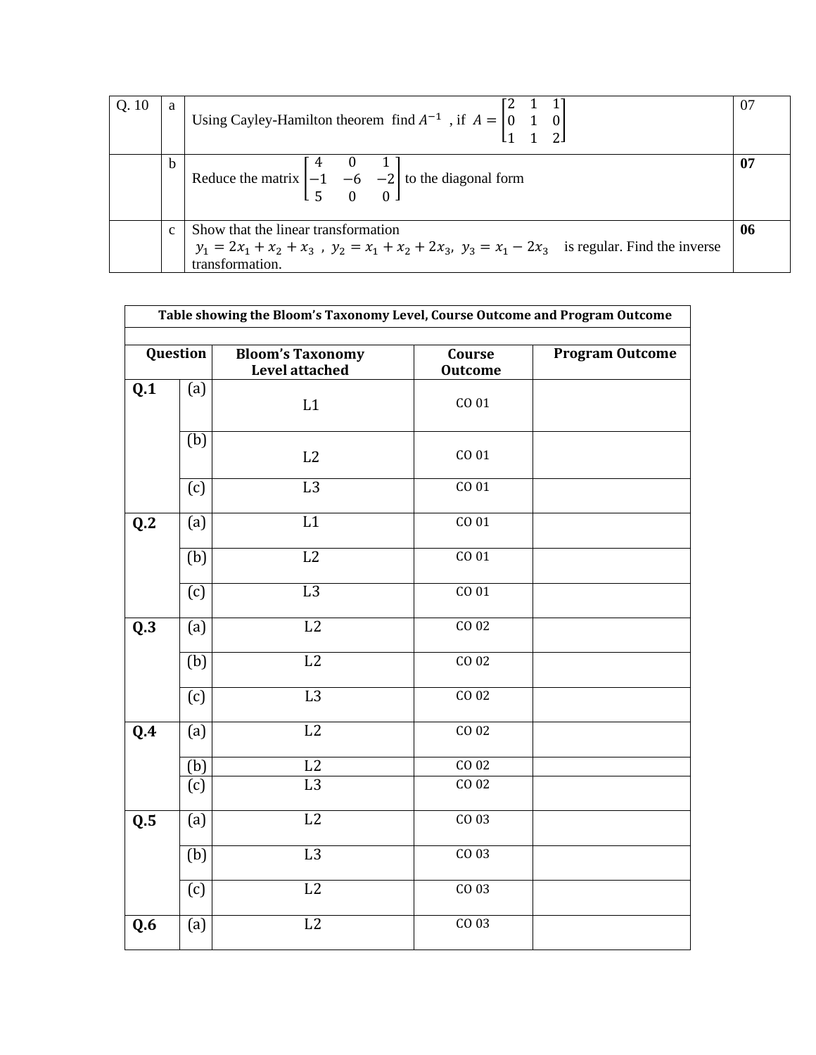| | | | |
|---|---|---|---|
| Q. 10 | a | Using Cayley-Hamilton theorem find $A^{-1}$ , if $A = \begin{bmatrix} 2 & 1 & 1 \\ 0 & 1 & 0 \\ 1 & 1 & 2 \end{bmatrix}$ | 07 |
| | b | Reduce the matrix $\begin{bmatrix} 4 & 0 & 1 \\ -1 & -6 & -2 \\ 5 & 0 & 0 \end{bmatrix}$ to the diagonal form | **07** |
| | c | Show that the linear transformation $y_1 = 2x_1 + x_2 + x_3$ , $y_2 = x_1 + x_2 + 2x_3$, $y_3 = x_1 - 2x_3$ is regular. Find the inverse transformation. | **06** |

| **Table showing the Bloom's Taxonomy Level, Course Outcome and Program Outcome** | | | | |
|---|---|---|---|---|
| **Question** | | **Bloom's Taxonomy Level attached** | **Course Outcome** | **Program Outcome** |
| **Q.1** | (a) | L1 | CO 01 | |
| | (b) | L2 | CO 01 | |
| | (c) | L3 | CO 01 | |
| **Q.2** | (a) | L1 | CO 01 | |
| | (b) | L2 | CO 01 | |
| | (c) | L3 | CO 01 | |
| **Q.3** | (a) | L2 | CO 02 | |
| | (b) | L2 | CO 02 | |
| | (c) | L3 | CO 02 | |
| **Q.4** | (a) | L2 | CO 02 | |
| | (b) | L2 | CO 02 | |
| | (c) | L3 | CO 02 | |
| **Q.5** | (a) | L2 | CO 03 | |
| | (b) | L3 | CO 03 | |
| | (c) | L2 | CO 03 | |
| **Q.6** | (a) | L2 | CO 03 | |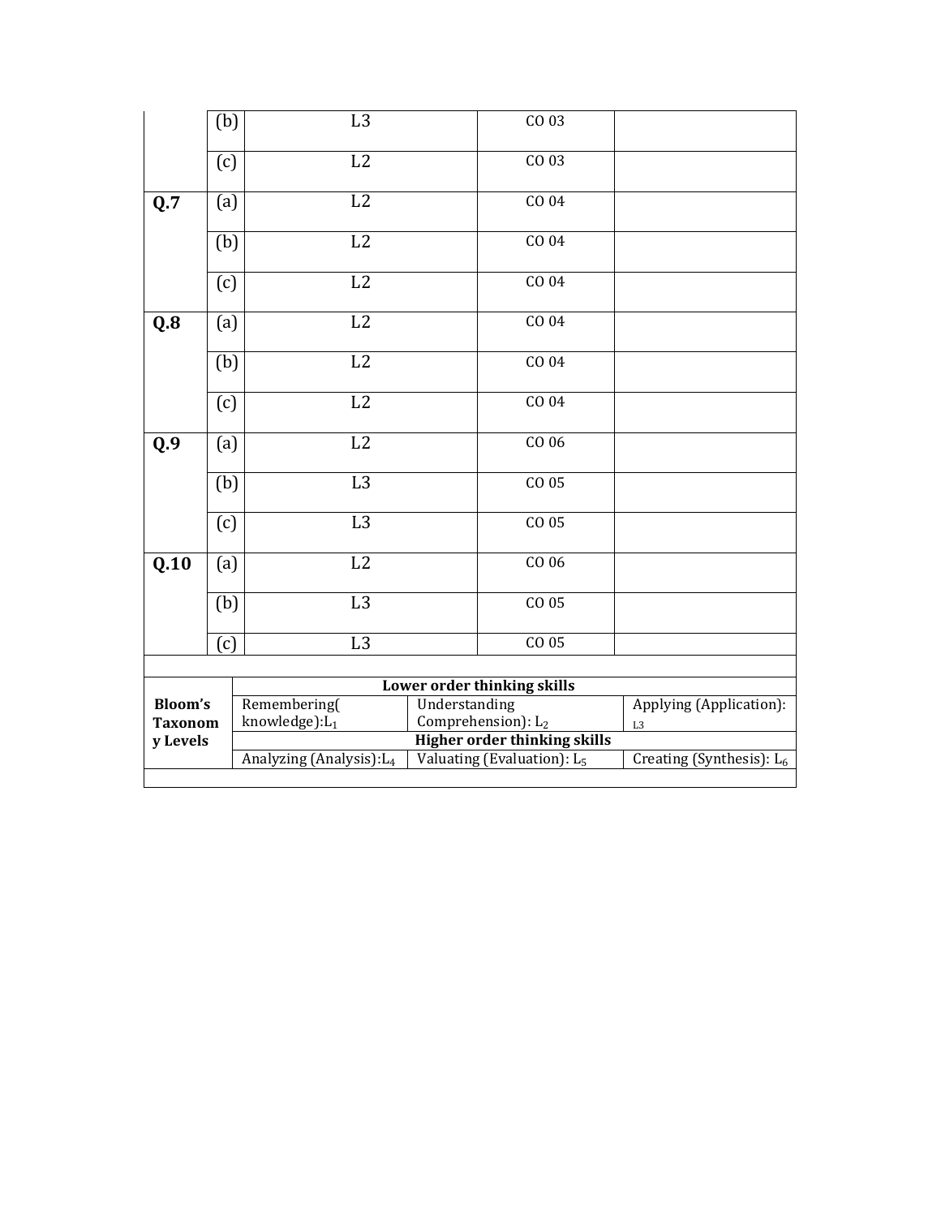| | | | | |
|---|---|---|---|---|
| | (b) | L3 | CO 03 | |
| | (c) | L2 | CO 03 | |
| **Q.7** | (a) | L2 | CO 04 | |
| | (b) | L2 | CO 04 | |
| | (c) | L2 | CO 04 | |
| **Q.8** | (a) | L2 | CO 04 | |
| | (b) | L2 | CO 04 | |
| | (c) | L2 | CO 04 | |
| **Q.9** | (a) | L2 | CO 06 | |
| | (b) | L3 | CO 05 | |
| | (c) | L3 | CO 05 | |
| **Q.10** | (a) | L2 | CO 06 | |
| | (b) | L3 | CO 05 | |
| | (c) | L3 | CO 05 | |

| | | | |
|---|---|---|---|
| **Bloom's Taxonomy Levels** | **Lower order thinking skills** | | |
| | Remembering( knowledge):$L_1$ | Understanding Comprehension): $L_2$ | Applying (Application): L3 |
| | **Higher order thinking skills** | | |
| | Analyzing (Analysis):$L_4$ | Valuating (Evaluation): $L_5$ | Creating (Synthesis): $L_6$ |